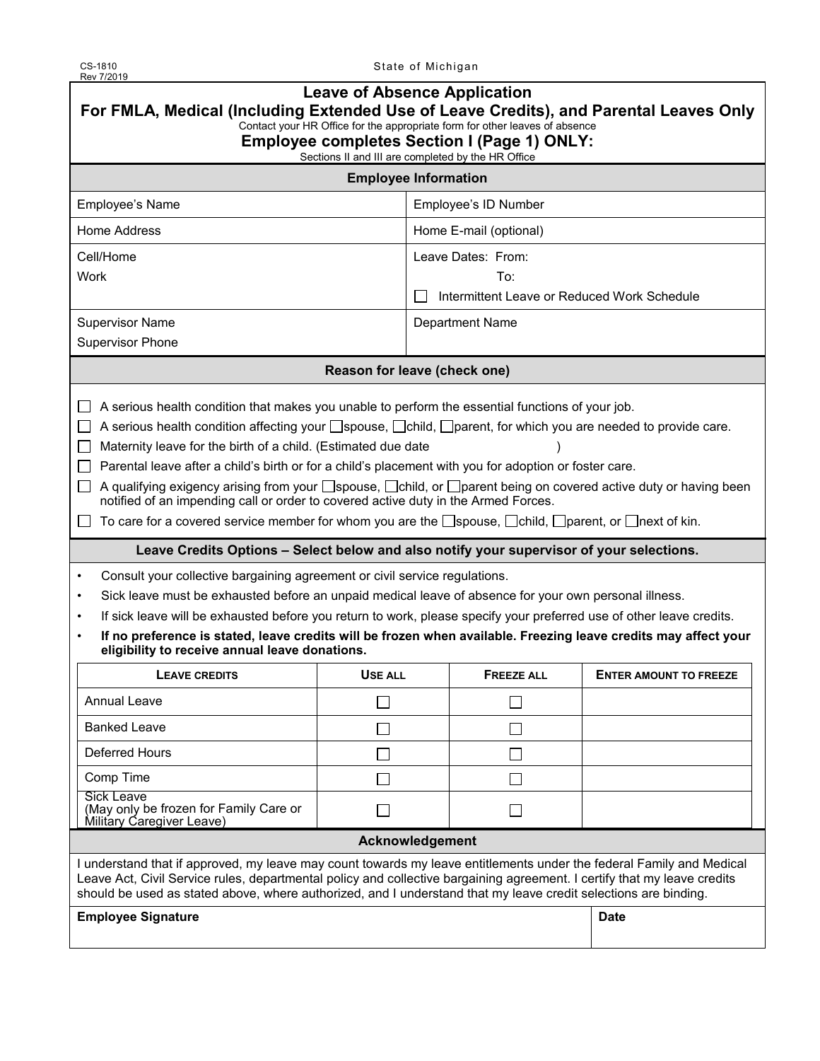CS-1810
Rev 7/2019

State of Michigan

# Leave of Absence Application

## For FMLA, Medical (Including Extended Use of Leave Credits), and Parental Leaves Only

Contact your HR Office for the appropriate form for other leaves of absence

### Employee completes Section I (Page 1) ONLY:

Sections II and III are completed by the HR Office

### Employee Information

| | |
|---|---|
| Employee's Name | Employee's ID Number |
| Home Address | Home E-mail (optional) |
| Cell/Home<br>Work | Leave Dates: From:<br>To:<br>☐ Intermittent Leave or Reduced Work Schedule |
| Supervisor Name<br>Supervisor Phone | Department Name |

### Reason for leave (check one)

- ☐ A serious health condition that makes you unable to perform the essential functions of your job.
- ☐ A serious health condition affecting your ☐spouse, ☐child, ☐parent, for which you are needed to provide care.
- ☐ Maternity leave for the birth of a child. (Estimated due date )
- ☐ Parental leave after a child's birth or for a child's placement with you for adoption or foster care.
- ☐ A qualifying exigency arising from your ☐spouse, ☐child, or ☐parent being on covered active duty or having been notified of an impending call or order to covered active duty in the Armed Forces.
- ☐ To care for a covered service member for whom you are the ☐spouse, ☐child, ☐parent, or ☐next of kin.

### Leave Credits Options – Select below and also notify your supervisor of your selections.

- Consult your collective bargaining agreement or civil service regulations.
- Sick leave must be exhausted before an unpaid medical leave of absence for your own personal illness.
- If sick leave will be exhausted before you return to work, please specify your preferred use of other leave credits.
- **If no preference is stated, leave credits will be frozen when available. Freezing leave credits may affect your eligibility to receive annual leave donations.**

| LEAVE CREDITS | USE ALL | FREEZE ALL | ENTER AMOUNT TO FREEZE |
|---|---|---|---|
| Annual Leave | ☐ | ☐ | |
| Banked Leave | ☐ | ☐ | |
| Deferred Hours | ☐ | ☐ | |
| Comp Time | ☐ | ☐ | |
| Sick Leave (May only be frozen for Family Care or Military Caregiver Leave) | ☐ | ☐ | |

### Acknowledgement

I understand that if approved, my leave may count towards my leave entitlements under the federal Family and Medical Leave Act, Civil Service rules, departmental policy and collective bargaining agreement. I certify that my leave credits should be used as stated above, where authorized, and I understand that my leave credit selections are binding.

| **Employee Signature** | **Date** |
|---|---|
| | |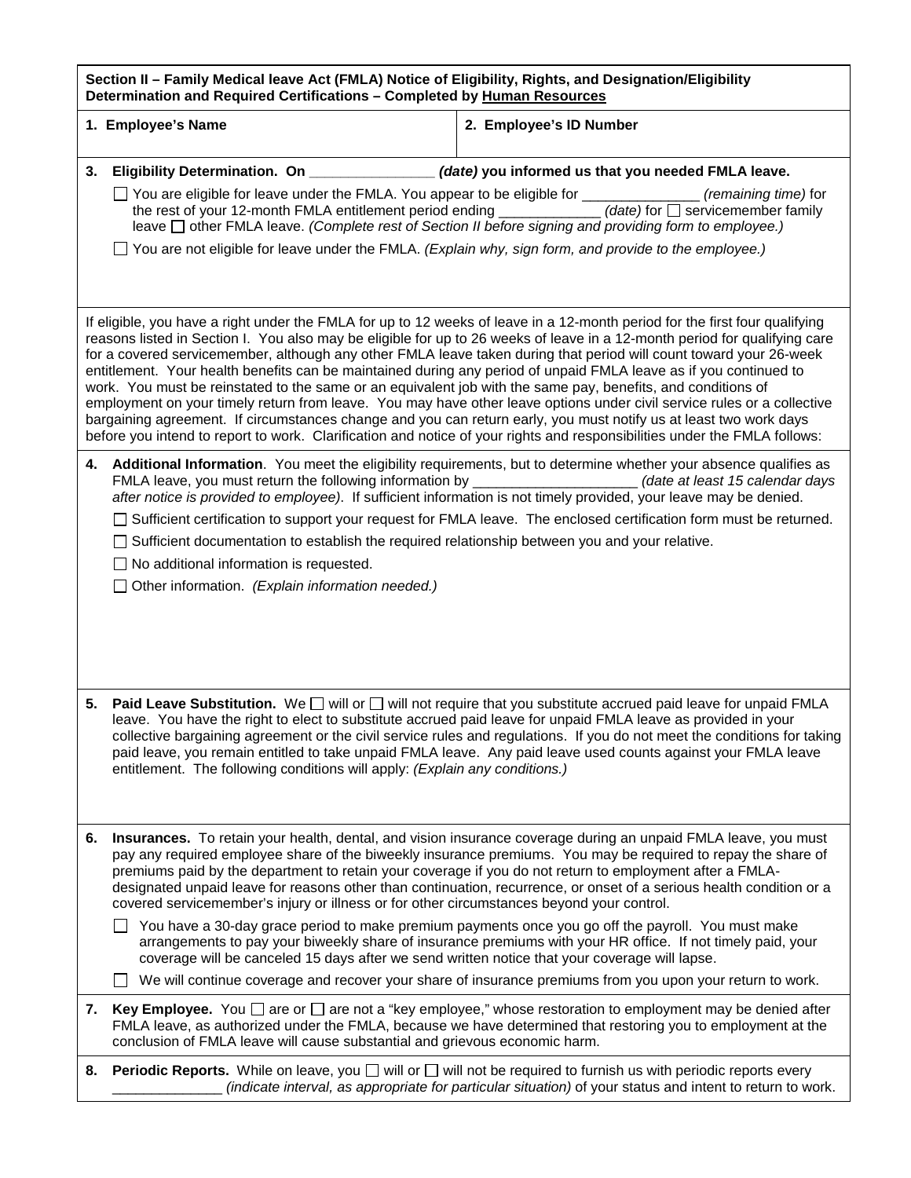**Section II – Family Medical leave Act (FMLA) Notice of Eligibility, Rights, and Designation/Eligibility Determination and Required Certifications – Completed by <u>Human Resources</u>**

| **1. Employee's Name** | **2. Employee's ID Number** |
|---|---|
| | |

**3. Eligibility Determination. On _______________ *(date)* you informed us that you needed FMLA leave.**

☐ You are eligible for leave under the FMLA. You appear to be eligible for _______________ *(remaining time)* for the rest of your 12-month FMLA entitlement period ending _____________ *(date)* for ☐ servicemember family leave ☐ other FMLA leave. *(Complete rest of Section II before signing and providing form to employee.)*

☐ You are not eligible for leave under the FMLA. *(Explain why, sign form, and provide to the employee.)*

If eligible, you have a right under the FMLA for up to 12 weeks of leave in a 12-month period for the first four qualifying reasons listed in Section I. You also may be eligible for up to 26 weeks of leave in a 12-month period for qualifying care for a covered servicemember, although any other FMLA leave taken during that period will count toward your 26-week entitlement. Your health benefits can be maintained during any period of unpaid FMLA leave as if you continued to work. You must be reinstated to the same or an equivalent job with the same pay, benefits, and conditions of employment on your timely return from leave. You may have other leave options under civil service rules or a collective bargaining agreement. If circumstances change and you can return early, you must notify us at least two work days before you intend to report to work. Clarification and notice of your rights and responsibilities under the FMLA follows:

**4. Additional Information**. You meet the eligibility requirements, but to determine whether your absence qualifies as FMLA leave, you must return the following information by ____________________ *(date at least 15 calendar days after notice is provided to employee)*. If sufficient information is not timely provided, your leave may be denied.

☐ Sufficient certification to support your request for FMLA leave. The enclosed certification form must be returned.

☐ Sufficient documentation to establish the required relationship between you and your relative.

☐ No additional information is requested.

☐ Other information. *(Explain information needed.)*

**5. Paid Leave Substitution.** We ☐ will or ☐ will not require that you substitute accrued paid leave for unpaid FMLA leave. You have the right to elect to substitute accrued paid leave for unpaid FMLA leave as provided in your collective bargaining agreement or the civil service rules and regulations. If you do not meet the conditions for taking paid leave, you remain entitled to take unpaid FMLA leave. Any paid leave used counts against your FMLA leave entitlement. The following conditions will apply: *(Explain any conditions.)*

**6. Insurances.** To retain your health, dental, and vision insurance coverage during an unpaid FMLA leave, you must pay any required employee share of the biweekly insurance premiums. You may be required to repay the share of premiums paid by the department to retain your coverage if you do not return to employment after a FMLA-designated unpaid leave for reasons other than continuation, recurrence, or onset of a serious health condition or a covered servicemember's injury or illness or for other circumstances beyond your control.

☐ You have a 30-day grace period to make premium payments once you go off the payroll. You must make arrangements to pay your biweekly share of insurance premiums with your HR office. If not timely paid, your coverage will be canceled 15 days after we send written notice that your coverage will lapse.

☐ We will continue coverage and recover your share of insurance premiums from you upon your return to work.

**7. Key Employee.** You ☐ are or ☐ are not a "key employee," whose restoration to employment may be denied after FMLA leave, as authorized under the FMLA, because we have determined that restoring you to employment at the conclusion of FMLA leave will cause substantial and grievous economic harm.

**8. Periodic Reports.** While on leave, you ☐ will or ☐ will not be required to furnish us with periodic reports every ______________ *(indicate interval, as appropriate for particular situation)* of your status and intent to return to work.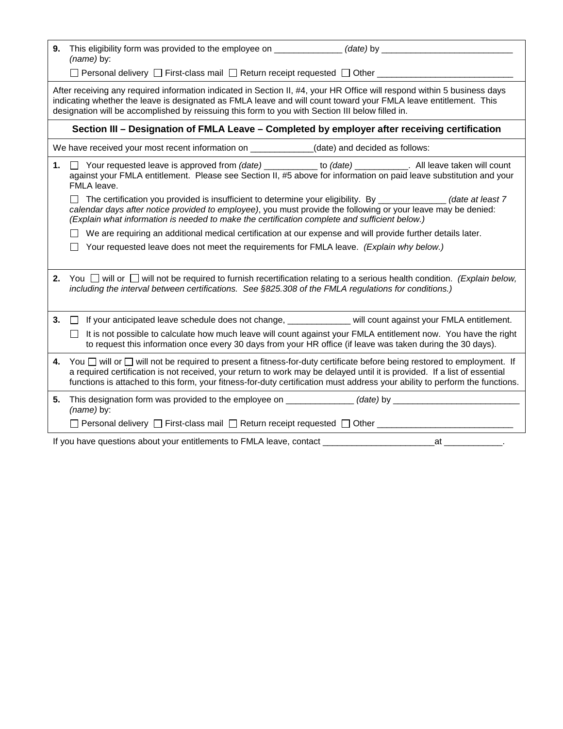**9.** This eligibility form was provided to the employee on ______________ *(date)* by ___________________________ *(name)* by:

☐ Personal delivery ☐ First-class mail ☐ Return receipt requested ☐ Other ____________________________

After receiving any required information indicated in Section II, #4, your HR Office will respond within 5 business days indicating whether the leave is designated as FMLA leave and will count toward your FMLA leave entitlement. This designation will be accomplished by reissuing this form to you with Section III below filled in.

## Section III – Designation of FMLA Leave – Completed by employer after receiving certification

We have received your most recent information on _____________(date) and decided as follows:

**1.** ☐ Your requested leave is approved from *(date)* ___________ to *(date)* ___________. All leave taken will count against your FMLA entitlement. Please see Section II, #5 above for information on paid leave substitution and your FMLA leave.

☐ The certification you provided is insufficient to determine your eligibility. By ______________ *(date at least 7 calendar days after notice provided to employee)*, you must provide the following or your leave may be denied: *(Explain what information is needed to make the certification complete and sufficient below.)*

☐ We are requiring an additional medical certification at our expense and will provide further details later.

☐ Your requested leave does not meet the requirements for FMLA leave. *(Explain why below.)*

**2.** You ☐ will or ☐ will not be required to furnish recertification relating to a serious health condition. *(Explain below, including the interval between certifications. See §825.308 of the FMLA regulations for conditions.)*

**3.** ☐ If your anticipated leave schedule does not change, _____________ will count against your FMLA entitlement.

☐ It is not possible to calculate how much leave will count against your FMLA entitlement now. You have the right to request this information once every 30 days from your HR office (if leave was taken during the 30 days).

**4.** You ☐ will or ☐ will not be required to present a fitness-for-duty certificate before being restored to employment. If a required certification is not received, your return to work may be delayed until it is provided. If a list of essential functions is attached to this form, your fitness-for-duty certification must address your ability to perform the functions.

**5.** This designation form was provided to the employee on ______________ *(date)* by __________________________ *(name)* by:

☐ Personal delivery ☐ First-class mail ☐ Return receipt requested ☐ Other ___________________________

If you have questions about your entitlements to FMLA leave, contact _______________________at ____________.